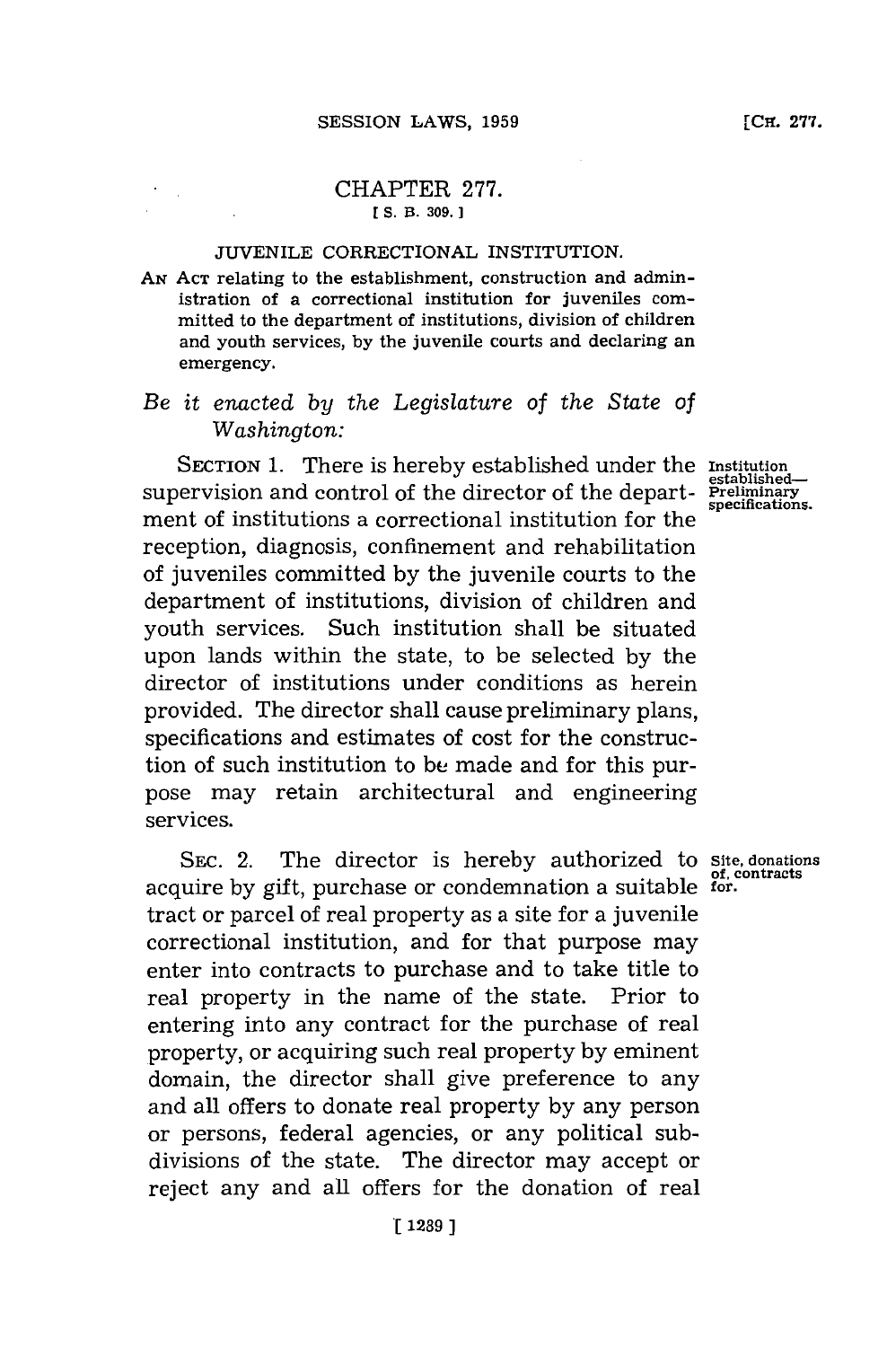# CHAPTER 277.

[S. B. 309.]

## JUVENILE CORRECTIONAL INSTITUTION.

AN ACT relating to the establishment, construction and administration of a correctional institution for juveniles committed to the department of institutions, division of children and youth services, by the juvenile courts and declaring an emergency.

*Be it enacted by the Legislature of the State of Washington:*

**Institution established—Preliminary specifications.**

SECTION 1. There is hereby established under the supervision and control of the director of the department of institutions a correctional institution for the reception, diagnosis, confinement and rehabilitation of juveniles committed by the juvenile courts to the department of institutions, division of children and youth services. Such institution shall be situated upon lands within the state, to be selected by the director of institutions under conditions as herein provided. The director shall cause preliminary plans, specifications and estimates of cost for the construction of such institution to be made and for this purpose may retain architectural and engineering services.

**Site, donations of, contracts for.**

SEC. 2. The director is hereby authorized to acquire by gift, purchase or condemnation a suitable tract or parcel of real property as a site for a juvenile correctional institution, and for that purpose may enter into contracts to purchase and to take title to real property in the name of the state. Prior to entering into any contract for the purchase of real property, or acquiring such real property by eminent domain, the director shall give preference to any and all offers to donate real property by any person or persons, federal agencies, or any political subdivisions of the state. The director may accept or reject any and all offers for the donation of real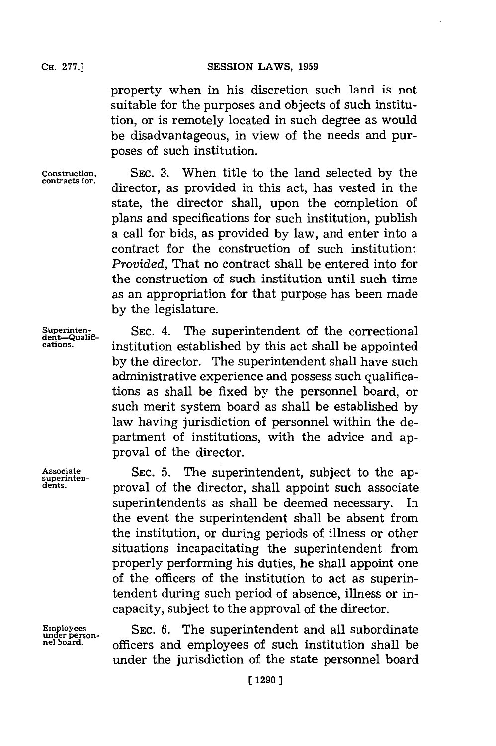property when in his discretion such land is not suitable for the purposes and objects of such institution, or is remotely located in such degree as would be disadvantageous, in view of the needs and purposes of such institution.

Construction, contracts for.

SEC. 3. When title to the land selected by the director, as provided in this act, has vested in the state, the director shall, upon the completion of plans and specifications for such institution, publish a call for bids, as provided by law, and enter into a contract for the construction of such institution: *Provided,* That no contract shall be entered into for the construction of such institution until such time as an appropriation for that purpose has been made by the legislature.

Superintendent—Qualifications.

SEC. 4. The superintendent of the correctional institution established by this act shall be appointed by the director. The superintendent shall have such administrative experience and possess such qualifications as shall be fixed by the personnel board, or such merit system board as shall be established by law having jurisdiction of personnel within the department of institutions, with the advice and approval of the director.

Associate superintendents.

SEC. 5. The superintendent, subject to the approval of the director, shall appoint such associate superintendents as shall be deemed necessary. In the event the superintendent shall be absent from the institution, or during periods of illness or other situations incapacitating the superintendent from properly performing his duties, he shall appoint one of the officers of the institution to act as superintendent during such period of absence, illness or incapacity, subject to the approval of the director.

Employees under personnel board.

SEC. 6. The superintendent and all subordinate officers and employees of such institution shall be under the jurisdiction of the state personnel board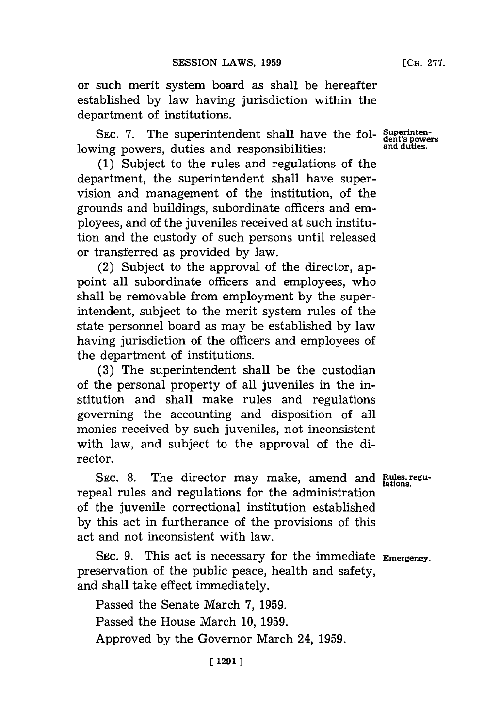or such merit system board as shall be hereafter established by law having jurisdiction within the department of institutions.

SEC. 7. The superintendent shall have the following powers, duties and responsibilities: **Superintendent's powers and duties.**

(1) Subject to the rules and regulations of the department, the superintendent shall have supervision and management of the institution, of the grounds and buildings, subordinate officers and employees, and of the juveniles received at such institution and the custody of such persons until released or transferred as provided by law.

(2) Subject to the approval of the director, appoint all subordinate officers and employees, who shall be removable from employment by the superintendent, subject to the merit system rules of the state personnel board as may be established by law having jurisdiction of the officers and employees of the department of institutions.

(3) The superintendent shall be the custodian of the personal property of all juveniles in the institution and shall make rules and regulations governing the accounting and disposition of all monies received by such juveniles, not inconsistent with law, and subject to the approval of the director.

SEC. 8. The director may make, amend and repeal rules and regulations for the administration of the juvenile correctional institution established by this act in furtherance of the provisions of this act and not inconsistent with law. **Rules, regulations.**

SEC. 9. This act is necessary for the immediate preservation of the public peace, health and safety, and shall take effect immediately. **Emergency.**

Passed the Senate March 7, 1959.

Passed the House March 10, 1959.

Approved by the Governor March 24, 1959.